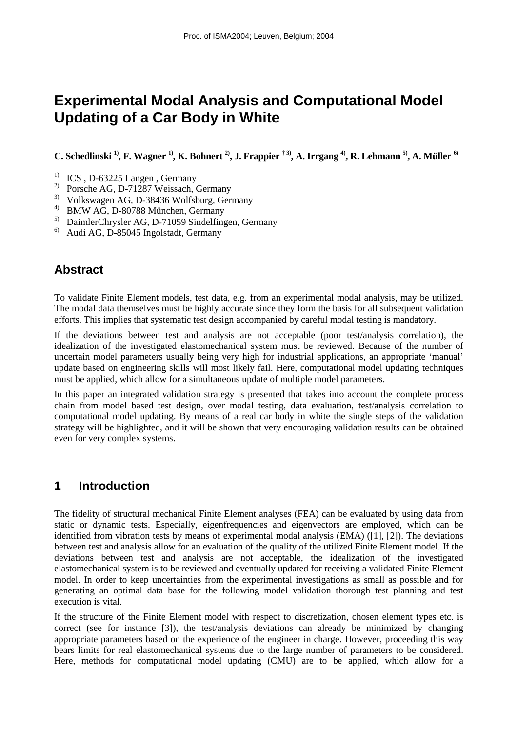# Experimental Modal Analysis and Computational Model Updating of a Car Body in White

**C. Schedlinski [1)], F. Wagner [1)], K. Bohnert [2)], J. Frappier [† 3)], A. Irrgang [4)], R. Lehmann [5)], A. Müller [6)]**

[1)] ICS , D-63225 Langen , Germany
[2)] Porsche AG, D-71287 Weissach, Germany
[3)] Volkswagen AG, D-38436 Wolfsburg, Germany
[4)] BMW AG, D-80788 München, Germany
[5)] DaimlerChrysler AG, D-71059 Sindelfingen, Germany
[6)] Audi AG, D-85045 Ingolstadt, Germany

## Abstract

To validate Finite Element models, test data, e.g. from an experimental modal analysis, may be utilized. The modal data themselves must be highly accurate since they form the basis for all subsequent validation efforts. This implies that systematic test design accompanied by careful modal testing is mandatory.

If the deviations between test and analysis are not acceptable (poor test/analysis correlation), the idealization of the investigated elastomechanical system must be reviewed. Because of the number of uncertain model parameters usually being very high for industrial applications, an appropriate 'manual' update based on engineering skills will most likely fail. Here, computational model updating techniques must be applied, which allow for a simultaneous update of multiple model parameters.

In this paper an integrated validation strategy is presented that takes into account the complete process chain from model based test design, over modal testing, data evaluation, test/analysis correlation to computational model updating. By means of a real car body in white the single steps of the validation strategy will be highlighted, and it will be shown that very encouraging validation results can be obtained even for very complex systems.

## 1 Introduction

The fidelity of structural mechanical Finite Element analyses (FEA) can be evaluated by using data from static or dynamic tests. Especially, eigenfrequencies and eigenvectors are employed, which can be identified from vibration tests by means of experimental modal analysis (EMA) ([1], [2]). The deviations between test and analysis allow for an evaluation of the quality of the utilized Finite Element model. If the deviations between test and analysis are not acceptable, the idealization of the investigated elastomechanical system is to be reviewed and eventually updated for receiving a validated Finite Element model. In order to keep uncertainties from the experimental investigations as small as possible and for generating an optimal data base for the following model validation thorough test planning and test execution is vital.

If the structure of the Finite Element model with respect to discretization, chosen element types etc. is correct (see for instance [3]), the test/analysis deviations can already be minimized by changing appropriate parameters based on the experience of the engineer in charge. However, proceeding this way bears limits for real elastomechanical systems due to the large number of parameters to be considered. Here, methods for computational model updating (CMU) are to be applied, which allow for a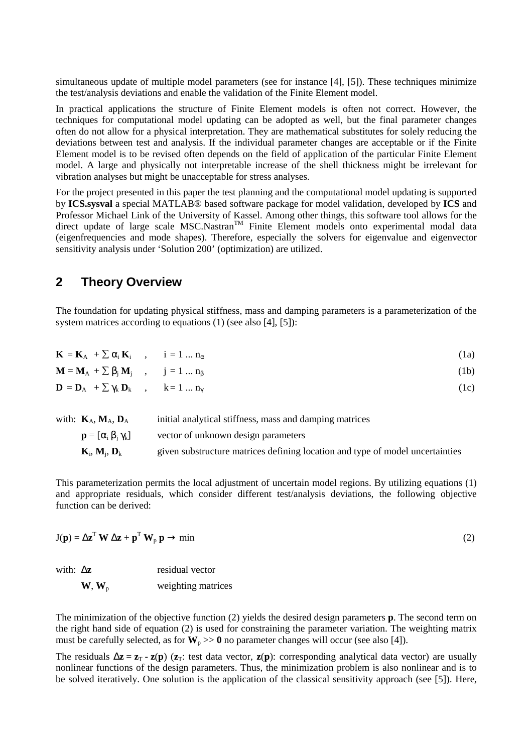simultaneous update of multiple model parameters (see for instance [4], [5]). These techniques minimize the test/analysis deviations and enable the validation of the Finite Element model.

In practical applications the structure of Finite Element models is often not correct. However, the techniques for computational model updating can be adopted as well, but the final parameter changes often do not allow for a physical interpretation. They are mathematical substitutes for solely reducing the deviations between test and analysis. If the individual parameter changes are acceptable or if the Finite Element model is to be revised often depends on the field of application of the particular Finite Element model. A large and physically not interpretable increase of the shell thickness might be irrelevant for vibration analyses but might be unacceptable for stress analyses.

For the project presented in this paper the test planning and the computational model updating is supported by **ICS.sysval** a special MATLAB® based software package for model validation, developed by **ICS** and Professor Michael Link of the University of Kassel. Among other things, this software tool allows for the direct update of large scale MSC.Nastran™ Finite Element models onto experimental modal data (eigenfrequencies and mode shapes). Therefore, especially the solvers for eigenvalue and eigenvector sensitivity analysis under 'Solution 200' (optimization) are utilized.

## 2 Theory Overview

The foundation for updating physical stiffness, mass and damping parameters is a parameterization of the system matrices according to equations (1) (see also [4], [5]):

$$\mathbf{K} = \mathbf{K}_A + \sum \alpha_i \mathbf{K}_i \quad , \quad i = 1 \ldots n_\alpha \tag{1a}$$

$$\mathbf{M} = \mathbf{M}_A + \sum \beta_j \mathbf{M}_j \quad , \quad j = 1 \ldots n_\beta \tag{1b}$$

$$\mathbf{D} = \mathbf{D}_A + \sum \gamma_k \mathbf{D}_k \quad , \quad k = 1 \ldots n_\gamma \tag{1c}$$

with: $\mathbf{K}_A$, $\mathbf{M}_A$, $\mathbf{D}_A$ — initial analytical stiffness, mass and damping matrices

$\mathbf{p} = [\alpha_i \; \beta_j \; \gamma_k]$ — vector of unknown design parameters

$\mathbf{K}_i$, $\mathbf{M}_j$, $\mathbf{D}_k$ — given substructure matrices defining location and type of model uncertainties

This parameterization permits the local adjustment of uncertain model regions. By utilizing equations (1) and appropriate residuals, which consider different test/analysis deviations, the following objective function can be derived:

$$J(\mathbf{p}) = \Delta\mathbf{z}^T \mathbf{W} \, \Delta\mathbf{z} + \mathbf{p}^T \mathbf{W}_p \, \mathbf{p} \rightarrow \min \tag{2}$$

with: $\Delta\mathbf{z}$ — residual vector

$\mathbf{W}$, $\mathbf{W}_p$ — weighting matrices

The minimization of the objective function (2) yields the desired design parameters $\mathbf{p}$. The second term on the right hand side of equation (2) is used for constraining the parameter variation. The weighting matrix must be carefully selected, as for $\mathbf{W}_p >> \mathbf{0}$ no parameter changes will occur (see also [4]).

The residuals $\Delta\mathbf{z} = \mathbf{z}_T - \mathbf{z}(\mathbf{p})$ ($\mathbf{z}_T$: test data vector, $\mathbf{z}(\mathbf{p})$: corresponding analytical data vector) are usually nonlinear functions of the design parameters. Thus, the minimization problem is also nonlinear and is to be solved iteratively. One solution is the application of the classical sensitivity approach (see [5]). Here,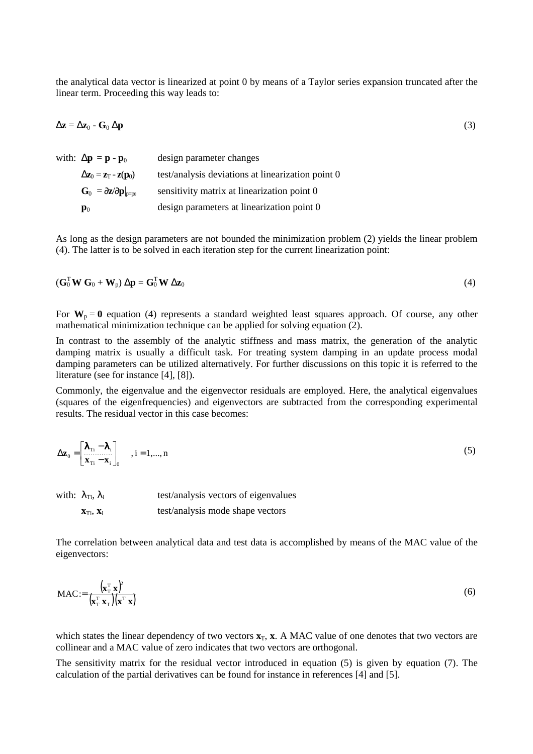the analytical data vector is linearized at point 0 by means of a Taylor series expansion truncated after the linear term. Proceeding this way leads to:

$$\Delta\mathbf{z} = \Delta\mathbf{z}_0 - \mathbf{G}_0\,\Delta\mathbf{p} \tag{3}$$

with:

| | |
|---|---|
| $\Delta\mathbf{p} = \mathbf{p} - \mathbf{p}_0$ | design parameter changes |
| $\Delta\mathbf{z}_0 = \mathbf{z}_T - \mathbf{z}(\mathbf{p}_0)$ | test/analysis deviations at linearization point 0 |
| $\mathbf{G}_0 = \partial\mathbf{z}/\partial\mathbf{p}\big\|_{p=p_0}$ | sensitivity matrix at linearization point 0 |
| $\mathbf{p}_0$ | design parameters at linearization point 0 |

As long as the design parameters are not bounded the minimization problem (2) yields the linear problem (4). The latter is to be solved in each iteration step for the current linearization point:

$$(\mathbf{G}_0^{\mathrm{T}}\mathbf{W}\,\mathbf{G}_0 + \mathbf{W}_p)\,\Delta\mathbf{p} = \mathbf{G}_0^{\mathrm{T}}\mathbf{W}\,\Delta\mathbf{z}_0 \tag{4}$$

For $\mathbf{W}_p = \mathbf{0}$ equation (4) represents a standard weighted least squares approach. Of course, any other mathematical minimization technique can be applied for solving equation (2).

In contrast to the assembly of the analytic stiffness and mass matrix, the generation of the analytic damping matrix is usually a difficult task. For treating system damping in an update process modal damping parameters can be utilized alternatively. For further discussions on this topic it is referred to the literature (see for instance [4], [8]).

Commonly, the eigenvalue and the eigenvector residuals are employed. Here, the analytical eigenvalues (squares of the eigenfrequencies) and eigenvectors are subtracted from the corresponding experimental results. The residual vector in this case becomes:

$$\Delta\mathbf{z}_0 = \begin{bmatrix} \boldsymbol{\lambda}_{Ti} - \boldsymbol{\lambda}_i \\ \cdots\cdots \\ \mathbf{x}_{Ti} - \mathbf{x}_i \end{bmatrix}_0 \quad , i = 1,...,n \tag{5}$$

with:

| | |
|---|---|
| $\lambda_{Ti}$, $\lambda_i$ | test/analysis vectors of eigenvalues |
| $\mathbf{x}_{Ti}$, $\mathbf{x}_i$ | test/analysis mode shape vectors |

The correlation between analytical data and test data is accomplished by means of the MAC value of the eigenvectors:

$$\mathrm{MAC} := \frac{\left(\mathbf{x}_T^{\mathrm{T}}\,\mathbf{x}\right)^2}{\left(\mathbf{x}_T^{\mathrm{T}}\,\mathbf{x}_T\right)\left(\mathbf{x}^{\mathrm{T}}\,\mathbf{x}\right)} \tag{6}$$

which states the linear dependency of two vectors $\mathbf{x}_T$, $\mathbf{x}$. A MAC value of one denotes that two vectors are collinear and a MAC value of zero indicates that two vectors are orthogonal.

The sensitivity matrix for the residual vector introduced in equation (5) is given by equation (7). The calculation of the partial derivatives can be found for instance in references [4] and [5].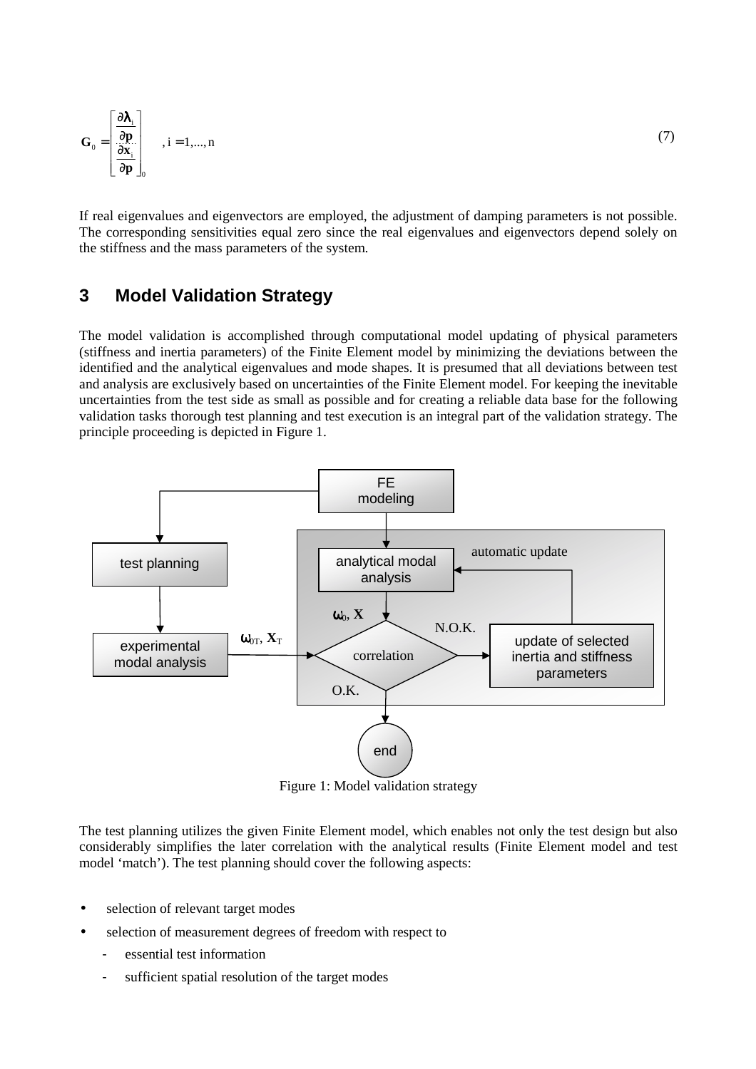$$\mathbf{G}_0 = \begin{bmatrix} \dfrac{\partial \boldsymbol{\lambda}_i}{\partial \mathbf{p}} \\ \cdots \\ \dfrac{\partial \mathbf{x}_i}{\partial \mathbf{p}} \end{bmatrix}_0 \quad , i = 1,...,n \tag{7}$$

If real eigenvalues and eigenvectors are employed, the adjustment of damping parameters is not possible. The corresponding sensitivities equal zero since the real eigenvalues and eigenvectors depend solely on the stiffness and the mass parameters of the system.

## 3 Model Validation Strategy

The model validation is accomplished through computational model updating of physical parameters (stiffness and inertia parameters) of the Finite Element model by minimizing the deviations between the identified and the analytical eigenvalues and mode shapes. It is presumed that all deviations between test and analysis are exclusively based on uncertainties of the Finite Element model. For keeping the inevitable uncertainties from the test side as small as possible and for creating a reliable data base for the following validation tasks thorough test planning and test execution is an integral part of the validation strategy. The principle proceeding is depicted in Figure 1.

Figure 1: Model validation strategy

The test planning utilizes the given Finite Element model, which enables not only the test design but also considerably simplifies the later correlation with the analytical results (Finite Element model and test model 'match'). The test planning should cover the following aspects:

- selection of relevant target modes
- selection of measurement degrees of freedom with respect to
  - essential test information
  - sufficient spatial resolution of the target modes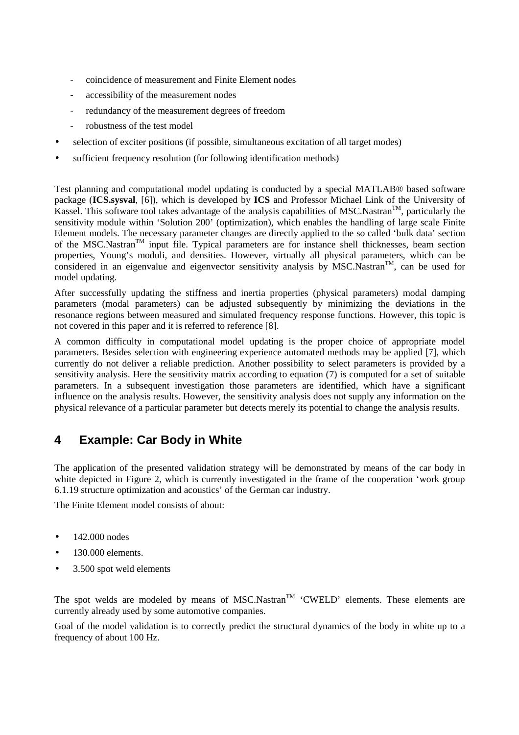- coincidence of measurement and Finite Element nodes
  - accessibility of the measurement nodes
  - redundancy of the measurement degrees of freedom
  - robustness of the test model
- selection of exciter positions (if possible, simultaneous excitation of all target modes)
- sufficient frequency resolution (for following identification methods)

Test planning and computational model updating is conducted by a special MATLAB® based software package (**ICS.sysval**, [6]), which is developed by **ICS** and Professor Michael Link of the University of Kassel. This software tool takes advantage of the analysis capabilities of MSC.Nastran™, particularly the sensitivity module within 'Solution 200' (optimization), which enables the handling of large scale Finite Element models. The necessary parameter changes are directly applied to the so called 'bulk data' section of the MSC.Nastran™ input file. Typical parameters are for instance shell thicknesses, beam section properties, Young's moduli, and densities. However, virtually all physical parameters, which can be considered in an eigenvalue and eigenvector sensitivity analysis by MSC.Nastran™, can be used for model updating.

After successfully updating the stiffness and inertia properties (physical parameters) modal damping parameters (modal parameters) can be adjusted subsequently by minimizing the deviations in the resonance regions between measured and simulated frequency response functions. However, this topic is not covered in this paper and it is referred to reference [8].

A common difficulty in computational model updating is the proper choice of appropriate model parameters. Besides selection with engineering experience automated methods may be applied [7], which currently do not deliver a reliable prediction. Another possibility to select parameters is provided by a sensitivity analysis. Here the sensitivity matrix according to equation (7) is computed for a set of suitable parameters. In a subsequent investigation those parameters are identified, which have a significant influence on the analysis results. However, the sensitivity analysis does not supply any information on the physical relevance of a particular parameter but detects merely its potential to change the analysis results.

## 4 Example: Car Body in White

The application of the presented validation strategy will be demonstrated by means of the car body in white depicted in Figure 2, which is currently investigated in the frame of the cooperation 'work group 6.1.19 structure optimization and acoustics' of the German car industry.

The Finite Element model consists of about:

- 142.000 nodes
- 130.000 elements.
- 3.500 spot weld elements

The spot welds are modeled by means of MSC.Nastran™ 'CWELD' elements. These elements are currently already used by some automotive companies.

Goal of the model validation is to correctly predict the structural dynamics of the body in white up to a frequency of about 100 Hz.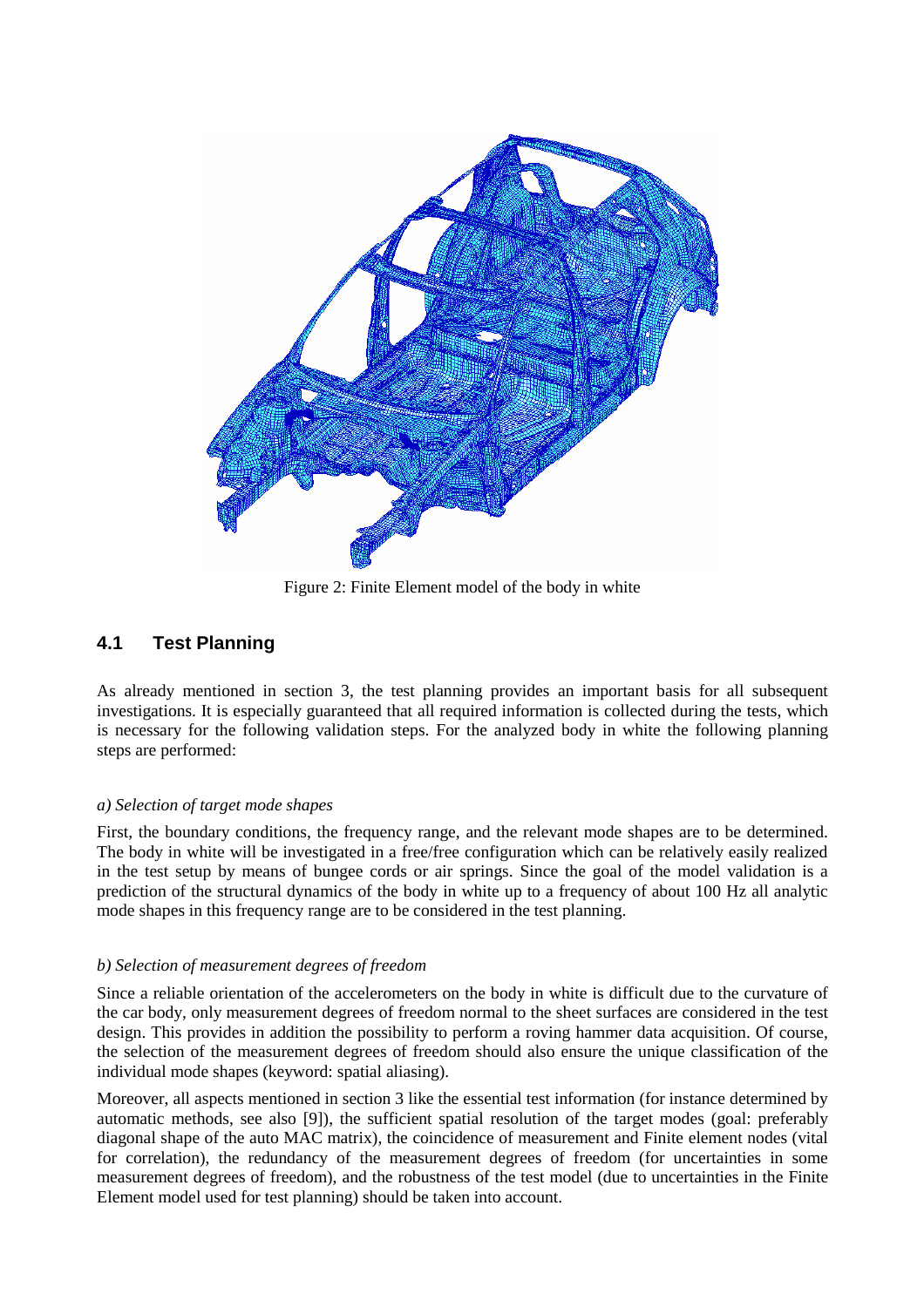Figure 2: Finite Element model of the body in white

## 4.1 Test Planning

As already mentioned in section 3, the test planning provides an important basis for all subsequent investigations. It is especially guaranteed that all required information is collected during the tests, which is necessary for the following validation steps. For the analyzed body in white the following planning steps are performed:

*a) Selection of target mode shapes*

First, the boundary conditions, the frequency range, and the relevant mode shapes are to be determined. The body in white will be investigated in a free/free configuration which can be relatively easily realized in the test setup by means of bungee cords or air springs. Since the goal of the model validation is a prediction of the structural dynamics of the body in white up to a frequency of about 100 Hz all analytic mode shapes in this frequency range are to be considered in the test planning.

*b) Selection of measurement degrees of freedom*

Since a reliable orientation of the accelerometers on the body in white is difficult due to the curvature of the car body, only measurement degrees of freedom normal to the sheet surfaces are considered in the test design. This provides in addition the possibility to perform a roving hammer data acquisition. Of course, the selection of the measurement degrees of freedom should also ensure the unique classification of the individual mode shapes (keyword: spatial aliasing).

Moreover, all aspects mentioned in section 3 like the essential test information (for instance determined by automatic methods, see also [9]), the sufficient spatial resolution of the target modes (goal: preferably diagonal shape of the auto MAC matrix), the coincidence of measurement and Finite element nodes (vital for correlation), the redundancy of the measurement degrees of freedom (for uncertainties in some measurement degrees of freedom), and the robustness of the test model (due to uncertainties in the Finite Element model used for test planning) should be taken into account.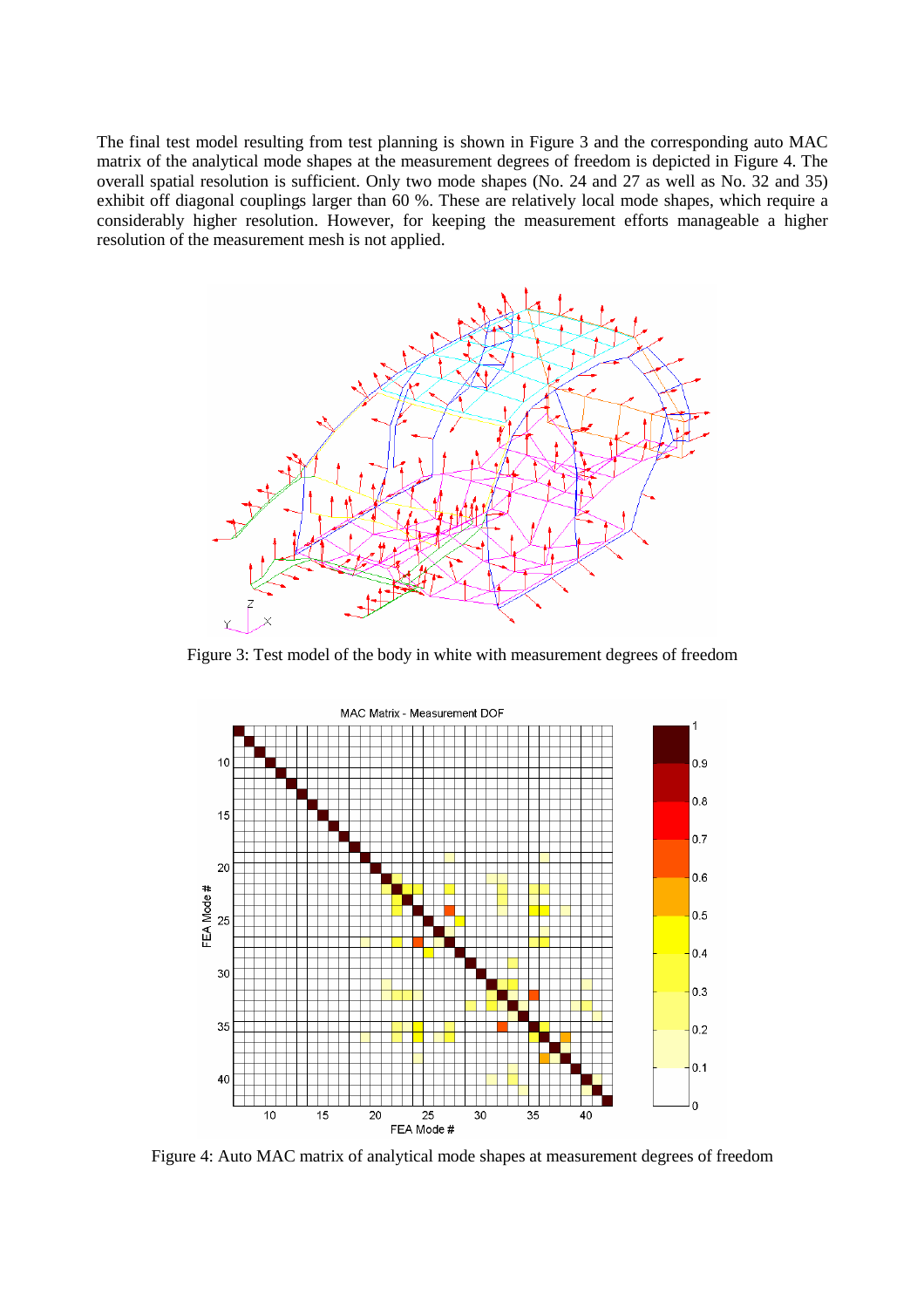The final test model resulting from test planning is shown in Figure 3 and the corresponding auto MAC matrix of the analytical mode shapes at the measurement degrees of freedom is depicted in Figure 4. The overall spatial resolution is sufficient. Only two mode shapes (No. 24 and 27 as well as No. 32 and 35) exhibit off diagonal couplings larger than 60 %. These are relatively local mode shapes, which require a considerably higher resolution. However, for keeping the measurement efforts manageable a higher resolution of the measurement mesh is not applied.

Figure 3: Test model of the body in white with measurement degrees of freedom

Figure 4: Auto MAC matrix of analytical mode shapes at measurement degrees of freedom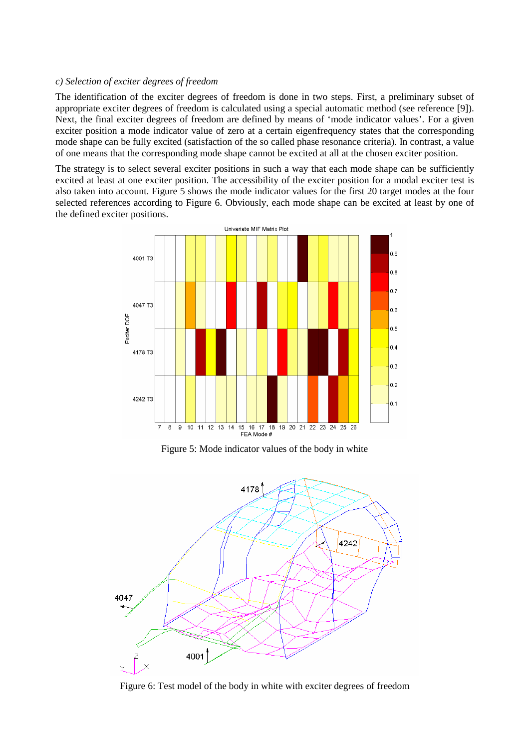*c) Selection of exciter degrees of freedom*

The identification of the exciter degrees of freedom is done in two steps. First, a preliminary subset of appropriate exciter degrees of freedom is calculated using a special automatic method (see reference [9]). Next, the final exciter degrees of freedom are defined by means of 'mode indicator values'. For a given exciter position a mode indicator value of zero at a certain eigenfrequency states that the corresponding mode shape can be fully excited (satisfaction of the so called phase resonance criteria). In contrast, a value of one means that the corresponding mode shape cannot be excited at all at the chosen exciter position.

The strategy is to select several exciter positions in such a way that each mode shape can be sufficiently excited at least at one exciter position. The accessibility of the exciter position for a modal exciter test is also taken into account. Figure 5 shows the mode indicator values for the first 20 target modes at the four selected references according to Figure 6. Obviously, each mode shape can be excited at least by one of the defined exciter positions.

Figure 5: Mode indicator values of the body in white

Figure 6: Test model of the body in white with exciter degrees of freedom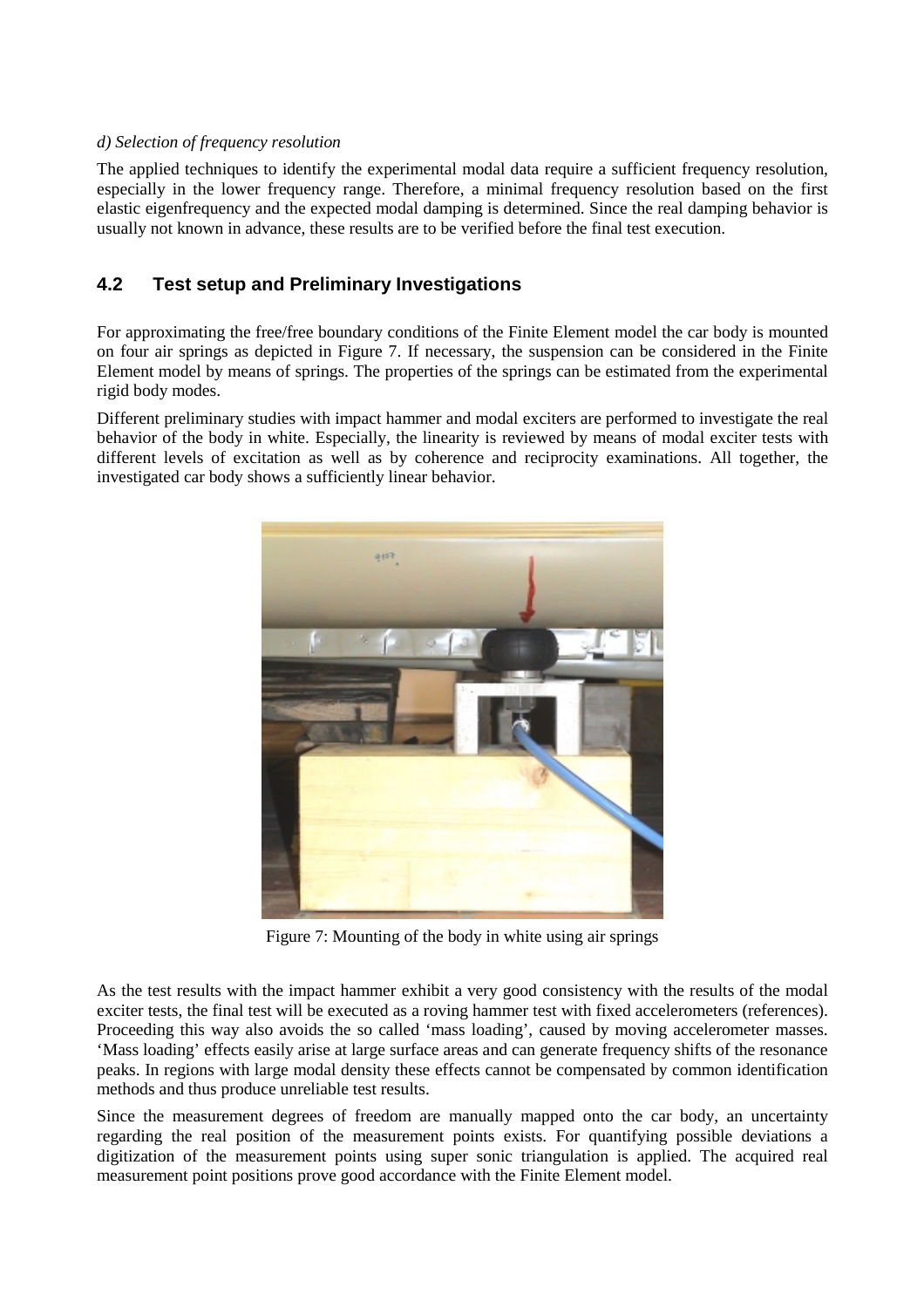*d) Selection of frequency resolution*

The applied techniques to identify the experimental modal data require a sufficient frequency resolution, especially in the lower frequency range. Therefore, a minimal frequency resolution based on the first elastic eigenfrequency and the expected modal damping is determined. Since the real damping behavior is usually not known in advance, these results are to be verified before the final test execution.

## 4.2 Test setup and Preliminary Investigations

For approximating the free/free boundary conditions of the Finite Element model the car body is mounted on four air springs as depicted in Figure 7. If necessary, the suspension can be considered in the Finite Element model by means of springs. The properties of the springs can be estimated from the experimental rigid body modes.

Different preliminary studies with impact hammer and modal exciters are performed to investigate the real behavior of the body in white. Especially, the linearity is reviewed by means of modal exciter tests with different levels of excitation as well as by coherence and reciprocity examinations. All together, the investigated car body shows a sufficiently linear behavior.

Figure 7: Mounting of the body in white using air springs

As the test results with the impact hammer exhibit a very good consistency with the results of the modal exciter tests, the final test will be executed as a roving hammer test with fixed accelerometers (references). Proceeding this way also avoids the so called 'mass loading', caused by moving accelerometer masses. 'Mass loading' effects easily arise at large surface areas and can generate frequency shifts of the resonance peaks. In regions with large modal density these effects cannot be compensated by common identification methods and thus produce unreliable test results.

Since the measurement degrees of freedom are manually mapped onto the car body, an uncertainty regarding the real position of the measurement points exists. For quantifying possible deviations a digitization of the measurement points using super sonic triangulation is applied. The acquired real measurement point positions prove good accordance with the Finite Element model.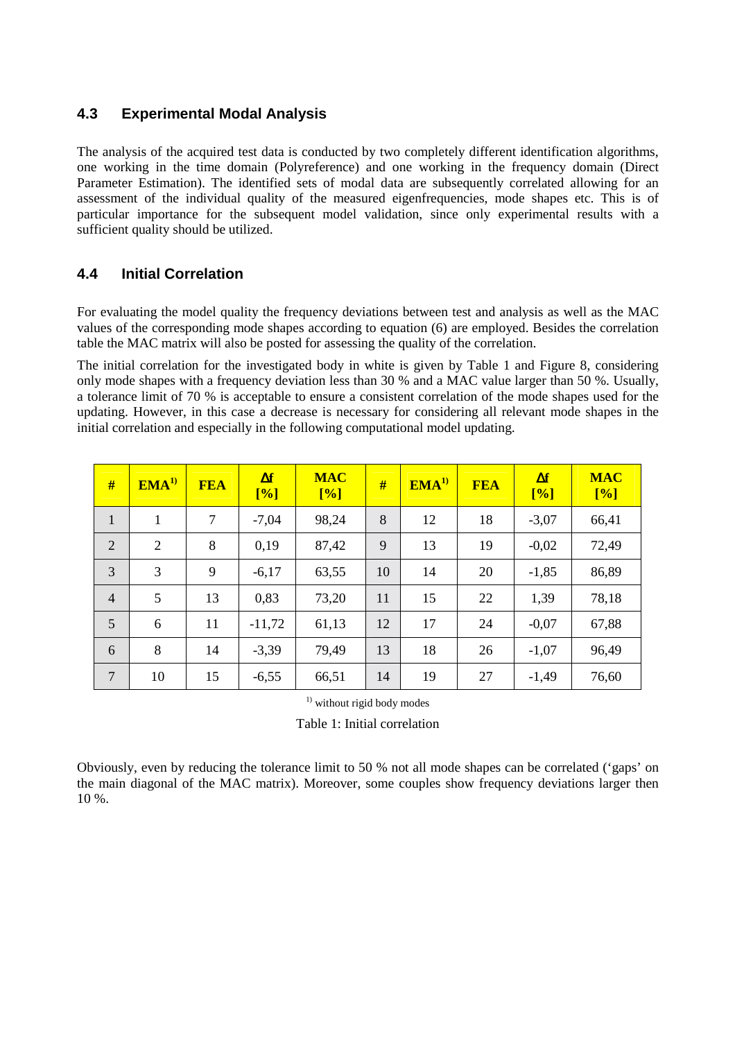### 4.3 Experimental Modal Analysis

The analysis of the acquired test data is conducted by two completely different identification algorithms, one working in the time domain (Polyreference) and one working in the frequency domain (Direct Parameter Estimation). The identified sets of modal data are subsequently correlated allowing for an assessment of the individual quality of the measured eigenfrequencies, mode shapes etc. This is of particular importance for the subsequent model validation, since only experimental results with a sufficient quality should be utilized.

### 4.4 Initial Correlation

For evaluating the model quality the frequency deviations between test and analysis as well as the MAC values of the corresponding mode shapes according to equation (6) are employed. Besides the correlation table the MAC matrix will also be posted for assessing the quality of the correlation.

The initial correlation for the investigated body in white is given by Table 1 and Figure 8, considering only mode shapes with a frequency deviation less than 30 % and a MAC value larger than 50 %. Usually, a tolerance limit of 70 % is acceptable to ensure a consistent correlation of the mode shapes used for the updating. However, in this case a decrease is necessary for considering all relevant mode shapes in the initial correlation and especially in the following computational model updating.

| # | EMA[1)] | FEA | $\Delta f$ [%] | MAC [%] | # | EMA[1)] | FEA | $\Delta f$ [%] | MAC [%] |
|---|---|---|---|---|---|---|---|---|---|
| 1 | 1 | 7 | -7,04 | 98,24 | 8 | 12 | 18 | -3,07 | 66,41 |
| 2 | 2 | 8 | 0,19 | 87,42 | 9 | 13 | 19 | -0,02 | 72,49 |
| 3 | 3 | 9 | -6,17 | 63,55 | 10 | 14 | 20 | -1,85 | 86,89 |
| 4 | 5 | 13 | 0,83 | 73,20 | 11 | 15 | 22 | 1,39 | 78,18 |
| 5 | 6 | 11 | -11,72 | 61,13 | 12 | 17 | 24 | -0,07 | 67,88 |
| 6 | 8 | 14 | -3,39 | 79,49 | 13 | 18 | 26 | -1,07 | 96,49 |
| 7 | 10 | 15 | -6,55 | 66,51 | 14 | 19 | 27 | -1,49 | 76,60 |

[1)] without rigid body modes

Table 1: Initial correlation

Obviously, even by reducing the tolerance limit to 50 % not all mode shapes can be correlated ('gaps' on the main diagonal of the MAC matrix). Moreover, some couples show frequency deviations larger then 10 %.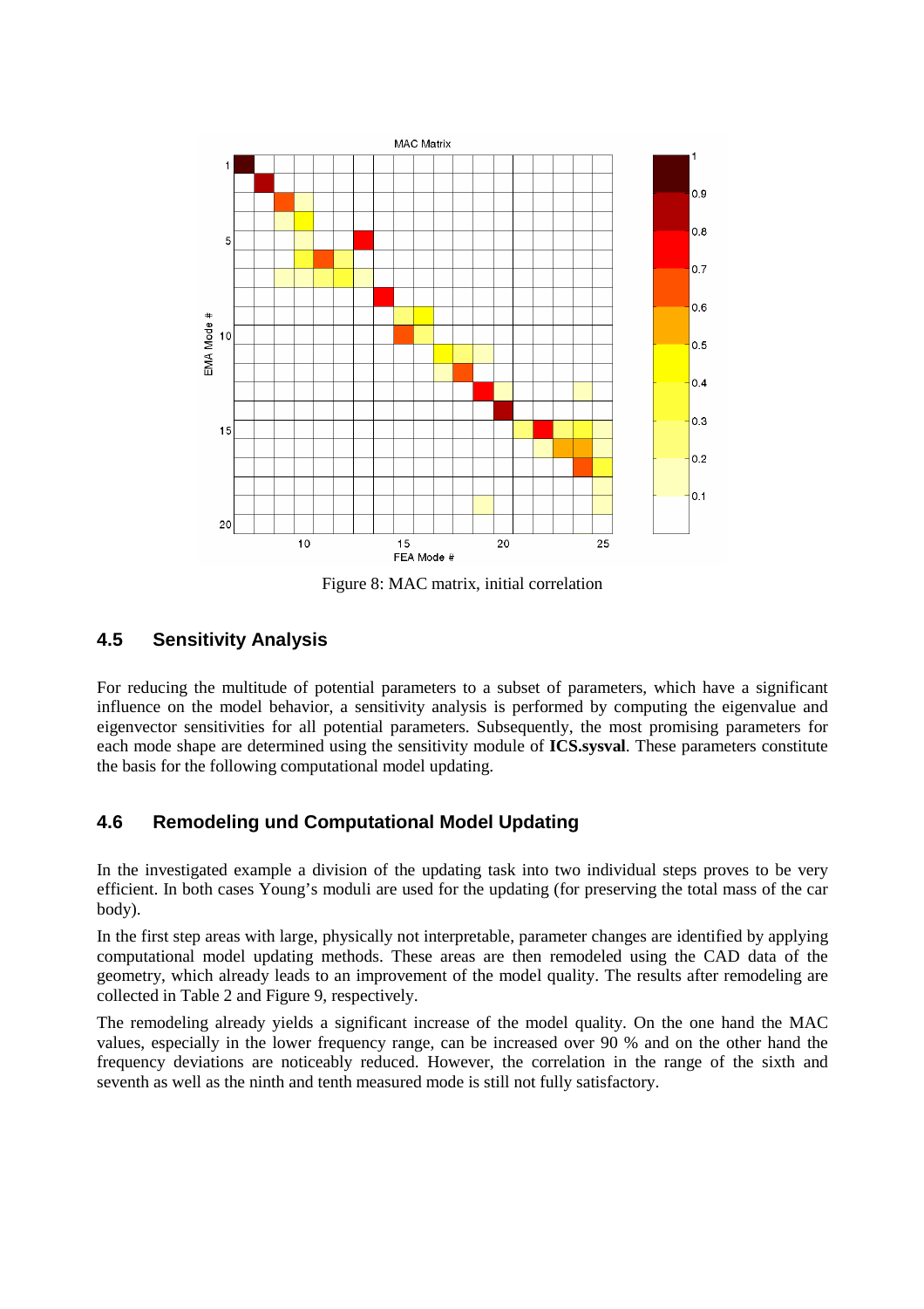Figure 8: MAC matrix, initial correlation

## 4.5 Sensitivity Analysis

For reducing the multitude of potential parameters to a subset of parameters, which have a significant influence on the model behavior, a sensitivity analysis is performed by computing the eigenvalue and eigenvector sensitivities for all potential parameters. Subsequently, the most promising parameters for each mode shape are determined using the sensitivity module of **ICS.sysval**. These parameters constitute the basis for the following computational model updating.

## 4.6 Remodeling und Computational Model Updating

In the investigated example a division of the updating task into two individual steps proves to be very efficient. In both cases Young's moduli are used for the updating (for preserving the total mass of the car body).

In the first step areas with large, physically not interpretable, parameter changes are identified by applying computational model updating methods. These areas are then remodeled using the CAD data of the geometry, which already leads to an improvement of the model quality. The results after remodeling are collected in Table 2 and Figure 9, respectively.

The remodeling already yields a significant increase of the model quality. On the one hand the MAC values, especially in the lower frequency range, can be increased over 90 % and on the other hand the frequency deviations are noticeably reduced. However, the correlation in the range of the sixth and seventh as well as the ninth and tenth measured mode is still not fully satisfactory.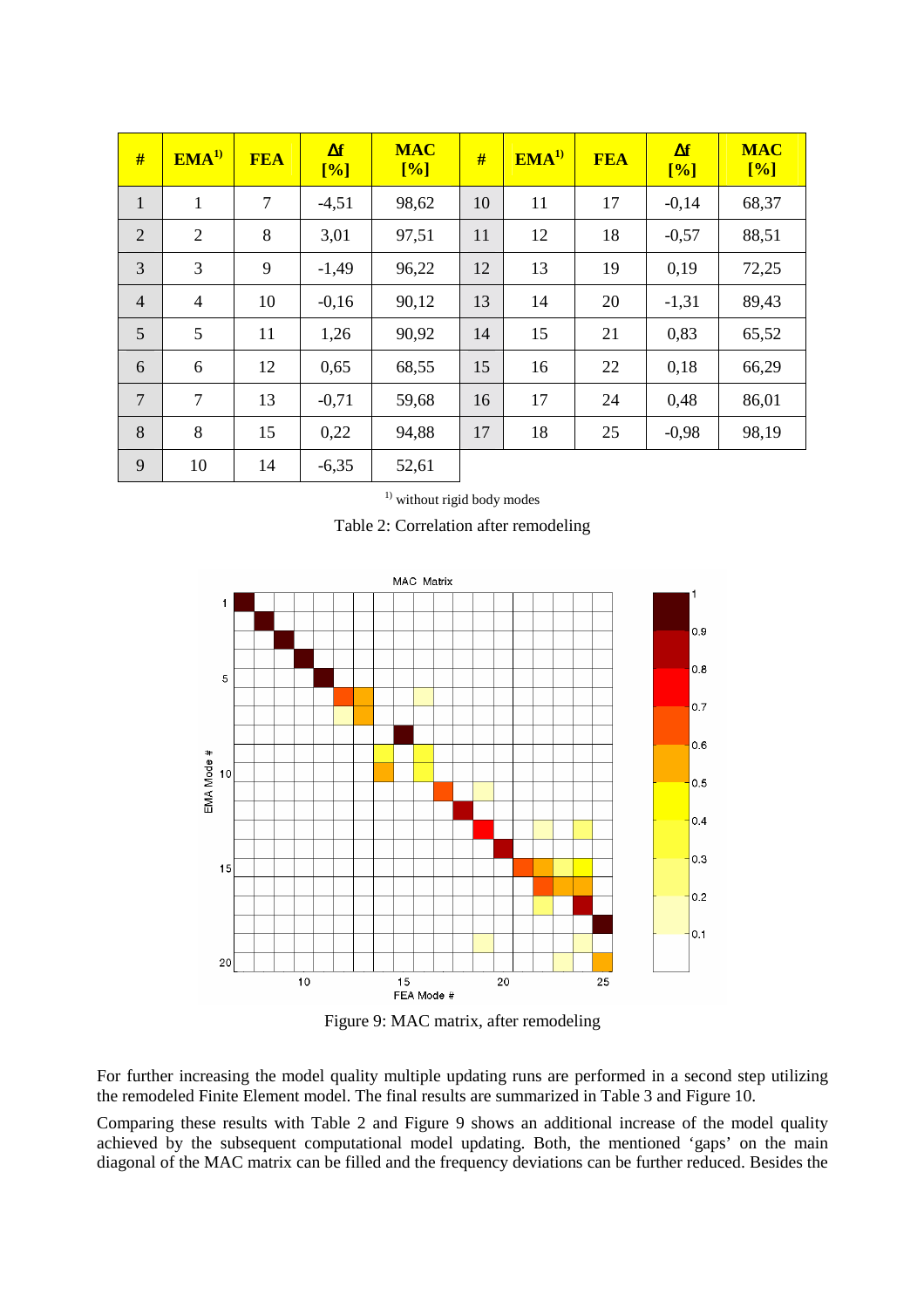| # | EMA[1)] | FEA | Δf [%] | MAC [%] | # | EMA[1)] | FEA | Δf [%] | MAC [%] |
|---|---|---|---|---|---|---|---|---|---|
| 1 | 1 | 7 | -4,51 | 98,62 | 10 | 11 | 17 | -0,14 | 68,37 |
| 2 | 2 | 8 | 3,01 | 97,51 | 11 | 12 | 18 | -0,57 | 88,51 |
| 3 | 3 | 9 | -1,49 | 96,22 | 12 | 13 | 19 | 0,19 | 72,25 |
| 4 | 4 | 10 | -0,16 | 90,12 | 13 | 14 | 20 | -1,31 | 89,43 |
| 5 | 5 | 11 | 1,26 | 90,92 | 14 | 15 | 21 | 0,83 | 65,52 |
| 6 | 6 | 12 | 0,65 | 68,55 | 15 | 16 | 22 | 0,18 | 66,29 |
| 7 | 7 | 13 | -0,71 | 59,68 | 16 | 17 | 24 | 0,48 | 86,01 |
| 8 | 8 | 15 | 0,22 | 94,88 | 17 | 18 | 25 | -0,98 | 98,19 |
| 9 | 10 | 14 | -6,35 | 52,61 | | | | | |

[1)] without rigid body modes

Table 2: Correlation after remodeling

Figure 9: MAC matrix, after remodeling

For further increasing the model quality multiple updating runs are performed in a second step utilizing the remodeled Finite Element model. The final results are summarized in Table 3 and Figure 10.

Comparing these results with Table 2 and Figure 9 shows an additional increase of the model quality achieved by the subsequent computational model updating. Both, the mentioned 'gaps' on the main diagonal of the MAC matrix can be filled and the frequency deviations can be further reduced. Besides the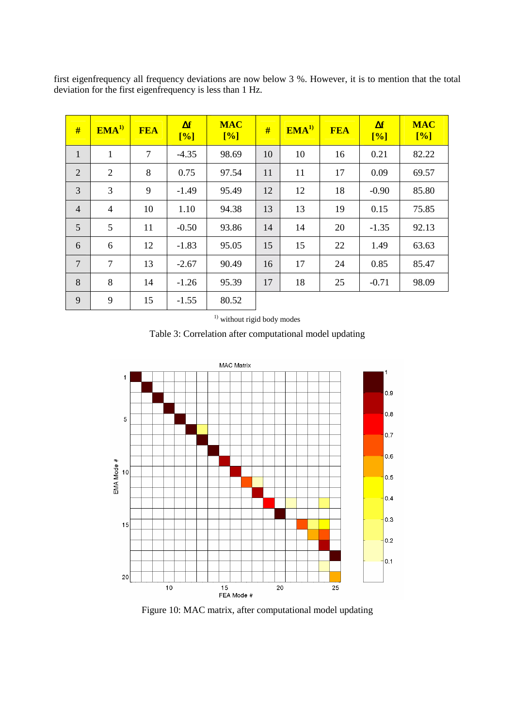first eigenfrequency all frequency deviations are now below 3 %. However, it is to mention that the total deviation for the first eigenfrequency is less than 1 Hz.

| # | EMA[1)] | FEA | Δf [%] | MAC [%] | # | EMA[1)] | FEA | Δf [%] | MAC [%] |
|---|---|---|---|---|---|---|---|---|---|
| 1 | 1 | 7 | -4.35 | 98.69 | 10 | 10 | 16 | 0.21 | 82.22 |
| 2 | 2 | 8 | 0.75 | 97.54 | 11 | 11 | 17 | 0.09 | 69.57 |
| 3 | 3 | 9 | -1.49 | 95.49 | 12 | 12 | 18 | -0.90 | 85.80 |
| 4 | 4 | 10 | 1.10 | 94.38 | 13 | 13 | 19 | 0.15 | 75.85 |
| 5 | 5 | 11 | -0.50 | 93.86 | 14 | 14 | 20 | -1.35 | 92.13 |
| 6 | 6 | 12 | -1.83 | 95.05 | 15 | 15 | 22 | 1.49 | 63.63 |
| 7 | 7 | 13 | -2.67 | 90.49 | 16 | 17 | 24 | 0.85 | 85.47 |
| 8 | 8 | 14 | -1.26 | 95.39 | 17 | 18 | 25 | -0.71 | 98.09 |
| 9 | 9 | 15 | -1.55 | 80.52 | | | | | |

[1)] without rigid body modes

Table 3: Correlation after computational model updating

Figure 10: MAC matrix, after computational model updating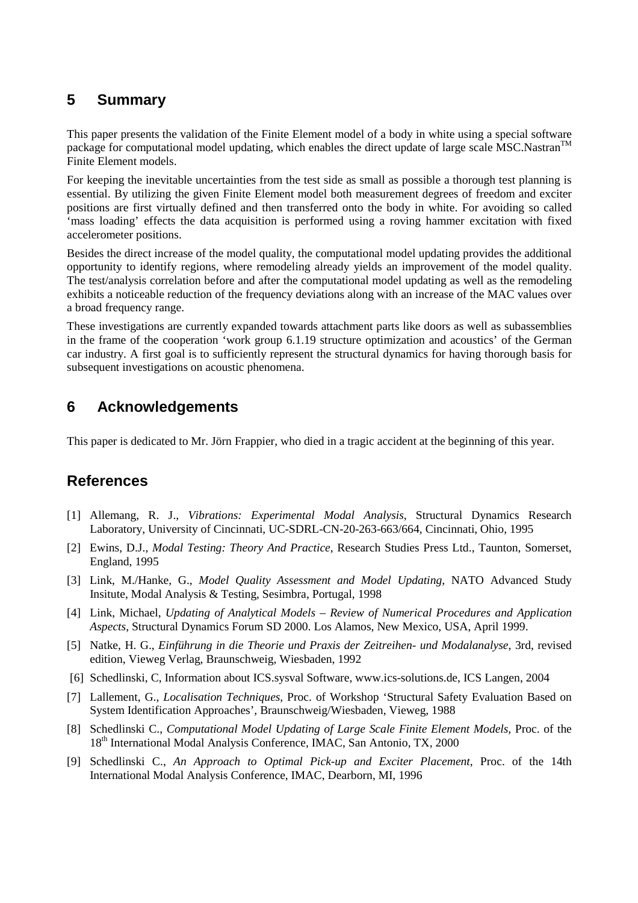## 5 Summary

This paper presents the validation of the Finite Element model of a body in white using a special software package for computational model updating, which enables the direct update of large scale MSC.Nastran$^{TM}$ Finite Element models.

For keeping the inevitable uncertainties from the test side as small as possible a thorough test planning is essential. By utilizing the given Finite Element model both measurement degrees of freedom and exciter positions are first virtually defined and then transferred onto the body in white. For avoiding so called 'mass loading' effects the data acquisition is performed using a roving hammer excitation with fixed accelerometer positions.

Besides the direct increase of the model quality, the computational model updating provides the additional opportunity to identify regions, where remodeling already yields an improvement of the model quality. The test/analysis correlation before and after the computational model updating as well as the remodeling exhibits a noticeable reduction of the frequency deviations along with an increase of the MAC values over a broad frequency range.

These investigations are currently expanded towards attachment parts like doors as well as subassemblies in the frame of the cooperation 'work group 6.1.19 structure optimization and acoustics' of the German car industry. A first goal is to sufficiently represent the structural dynamics for having thorough basis for subsequent investigations on acoustic phenomena.

## 6 Acknowledgements

This paper is dedicated to Mr. Jörn Frappier, who died in a tragic accident at the beginning of this year.

## References

[1] Allemang, R. J., *Vibrations: Experimental Modal Analysis*, Structural Dynamics Research Laboratory, University of Cincinnati, UC-SDRL-CN-20-263-663/664, Cincinnati, Ohio, 1995

[2] Ewins, D.J., *Modal Testing: Theory And Practice*, Research Studies Press Ltd., Taunton, Somerset, England, 1995

[3] Link, M./Hanke, G., *Model Quality Assessment and Model Updating*, NATO Advanced Study Insitute, Modal Analysis & Testing, Sesimbra, Portugal, 1998

[4] Link, Michael, *Updating of Analytical Models – Review of Numerical Procedures and Application Aspects*, Structural Dynamics Forum SD 2000. Los Alamos, New Mexico, USA, April 1999.

[5] Natke, H. G., *Einführung in die Theorie und Praxis der Zeitreihen- und Modalanalyse*, 3rd, revised edition, Vieweg Verlag, Braunschweig, Wiesbaden, 1992

[6] Schedlinski, C, Information about ICS.sysval Software, www.ics-solutions.de, ICS Langen, 2004

[7] Lallement, G., *Localisation Techniques*, Proc. of Workshop 'Structural Safety Evaluation Based on System Identification Approaches', Braunschweig/Wiesbaden, Vieweg, 1988

[8] Schedlinski C., *Computational Model Updating of Large Scale Finite Element Models*, Proc. of the 18th International Modal Analysis Conference, IMAC, San Antonio, TX, 2000

[9] Schedlinski C., *An Approach to Optimal Pick-up and Exciter Placement*, Proc. of the 14th International Modal Analysis Conference, IMAC, Dearborn, MI, 1996